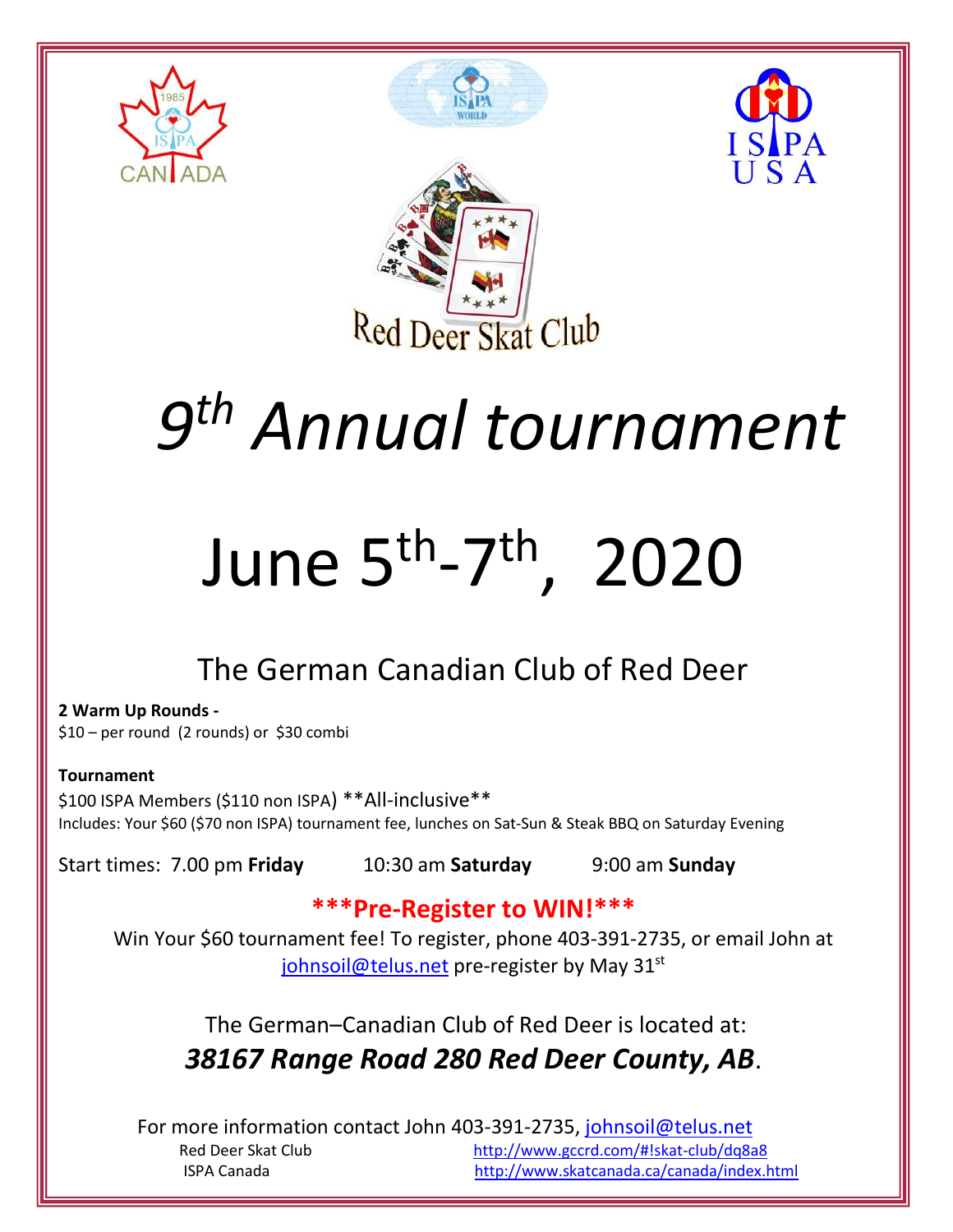Red Deer Skat Club

# 9th Annual tournament

# June 5th-7th, 2020

## The German Canadian Club of Red Deer

**2 Warm Up Rounds -**
$10 – per round (2 rounds) or $30 combi

**Tournament**
$100 ISPA Members ($110 non ISPA) **All-inclusive**
Includes: Your $60 ($70 non ISPA) tournament fee, lunches on Sat-Sun & Steak BBQ on Saturday Evening

Start times: 7.00 pm **Friday** 10:30 am **Saturday** 9:00 am **Sunday**

**\*\*\*Pre-Register to WIN!\*\*\***

Win Your $60 tournament fee! To register, phone 403-391-2735, or email John at johnsoil@telus.net pre-register by May 31st

The German–Canadian Club of Red Deer is located at:
***38167 Range Road 280 Red Deer County, AB***.

For more information contact John 403-391-2735, johnsoil@telus.net

Red Deer Skat Club http://www.gccrd.com/#!skat-club/dq8a8
ISPA Canada http://www.skatcanada.ca/canada/index.html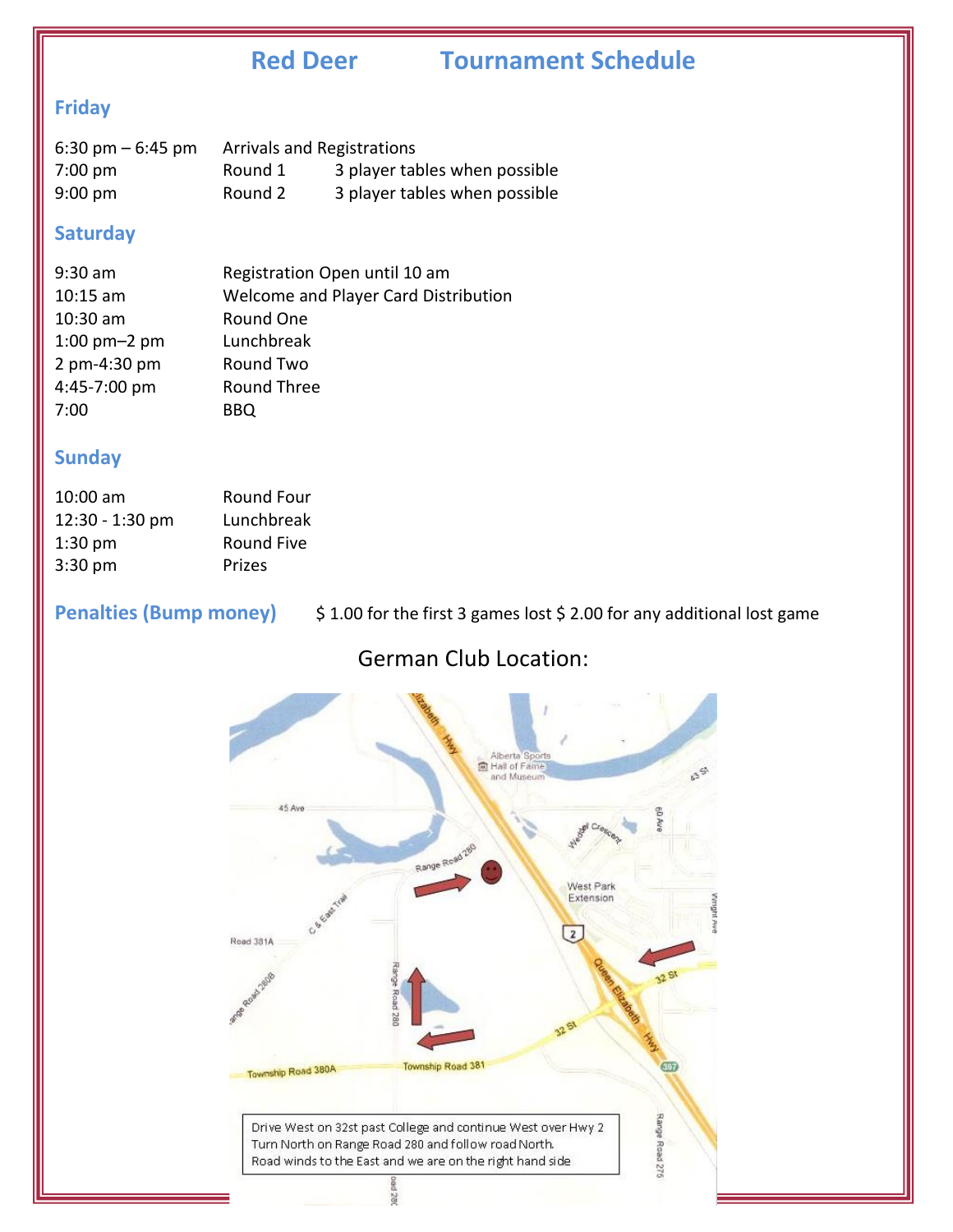# Red Deer Tournament Schedule

## Friday

| | | |
|---|---|---|
| 6:30 pm – 6:45 pm | Arrivals and Registrations | |
| 7:00 pm | Round 1 | 3 player tables when possible |
| 9:00 pm | Round 2 | 3 player tables when possible |

## Saturday

| | |
|---|---|
| 9:30 am | Registration Open until 10 am |
| 10:15 am | Welcome and Player Card Distribution |
| 10:30 am | Round One |
| 1:00 pm–2 pm | Lunchbreak |
| 2 pm-4:30 pm | Round Two |
| 4:45-7:00 pm | Round Three |
| 7:00 | BBQ |

## Sunday

| | |
|---|---|
| 10:00 am | Round Four |
| 12:30 - 1:30 pm | Lunchbreak |
| 1:30 pm | Round Five |
| 3:30 pm | Prizes |

**Penalties (Bump money)** $ 1.00 for the first 3 games lost $ 2.00 for any additional lost game

German Club Location:

Queen Elizabeth Hwy
Alberta Sports Hall of Fame and Museum
43 St
45 Ave
60 Ave
Wedel Crescent
Range Road 280
West Park Extension
Vanier Ave
2
C & E Trail
Road 381A
Range Road 280B
Range Road 280
32 St
32 St
Township Road 380A
Township Road 381
597
Range Road 275

Drive West on 32st past College and continue West over Hwy 2
Turn North on Range Road 280 and follow road North.
Road winds to the East and we are on the right hand side